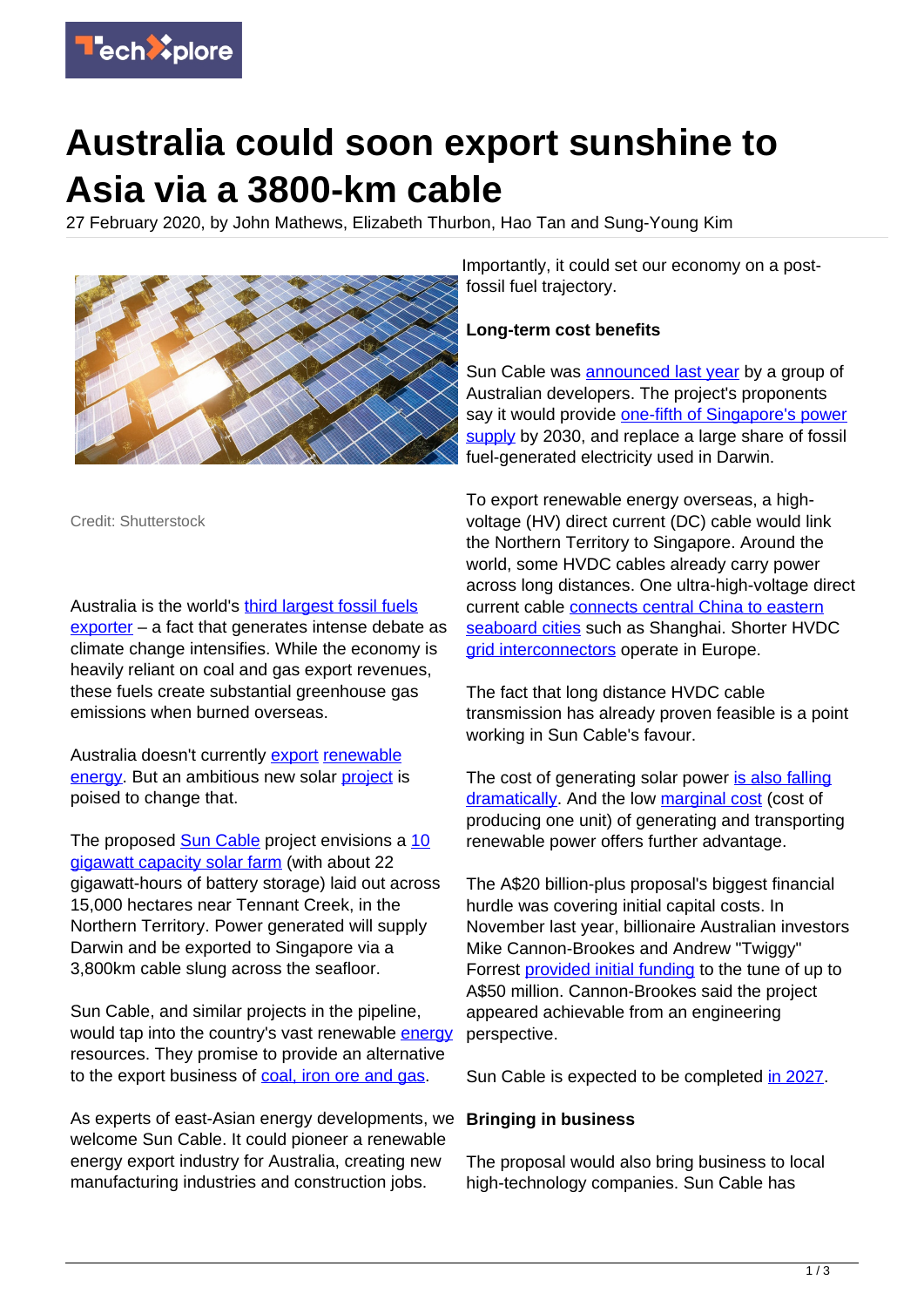# Australia could soon export sunshine to Asia via a 3800-km cable

27 February 2020, by John Mathews, Elizabeth Thurbon, Hao Tan and Sung-Young Kim

Credit: Shutterstock

Australia is the world's third largest fossil fuels exporter – a fact that generates intense debate as climate change intensifies. While the economy is heavily reliant on coal and gas export revenues, these fuels create substantial greenhouse gas emissions when burned overseas.

Australia doesn't currently export renewable energy. But an ambitious new solar project is poised to change that.

The proposed Sun Cable project envisions a 10 gigawatt capacity solar farm (with about 22 gigawatt-hours of battery storage) laid out across 15,000 hectares near Tennant Creek, in the Northern Territory. Power generated will supply Darwin and be exported to Singapore via a 3,800km cable slung across the seafloor.

Sun Cable, and similar projects in the pipeline, would tap into the country's vast renewable energy resources. They promise to provide an alternative to the export business of coal, iron ore and gas.

As experts of east-Asian energy developments, we welcome Sun Cable. It could pioneer a renewable energy export industry for Australia, creating new manufacturing industries and construction jobs. Importantly, it could set our economy on a post-fossil fuel trajectory.

**Long-term cost benefits**

Sun Cable was announced last year by a group of Australian developers. The project's proponents say it would provide one-fifth of Singapore's power supply by 2030, and replace a large share of fossil fuel-generated electricity used in Darwin.

To export renewable energy overseas, a high-voltage (HV) direct current (DC) cable would link the Northern Territory to Singapore. Around the world, some HVDC cables already carry power across long distances. One ultra-high-voltage direct current cable connects central China to eastern seaboard cities such as Shanghai. Shorter HVDC grid interconnectors operate in Europe.

The fact that long distance HVDC cable transmission has already proven feasible is a point working in Sun Cable's favour.

The cost of generating solar power is also falling dramatically. And the low marginal cost (cost of producing one unit) of generating and transporting renewable power offers further advantage.

The A$20 billion-plus proposal's biggest financial hurdle was covering initial capital costs. In November last year, billionaire Australian investors Mike Cannon-Brookes and Andrew "Twiggy" Forrest provided initial funding to the tune of up to A$50 million. Cannon-Brookes said the project appeared achievable from an engineering perspective.

Sun Cable is expected to be completed in 2027.

**Bringing in business**

The proposal would also bring business to local high-technology companies. Sun Cable has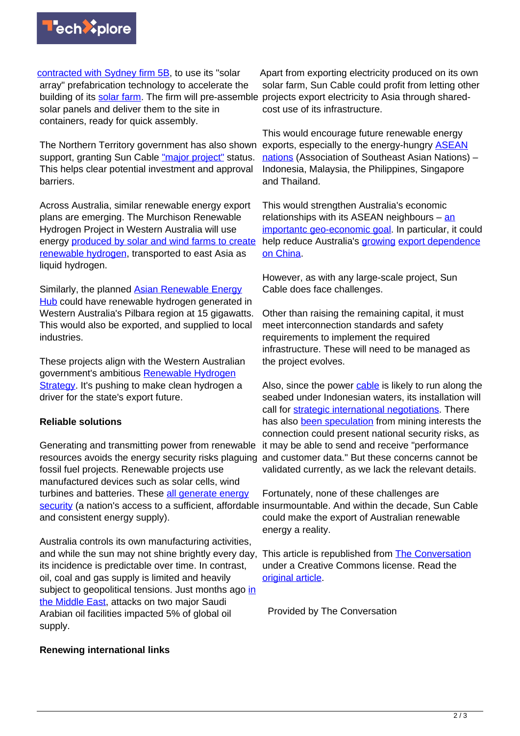contracted with Sydney firm 5B, to use its "solar array" prefabrication technology to accelerate the building of its solar farm. The firm will pre-assemble solar panels and deliver them to the site in containers, ready for quick assembly.

The Northern Territory government has also shown support, granting Sun Cable "major project" status. This helps clear potential investment and approval barriers.

Across Australia, similar renewable energy export plans are emerging. The Murchison Renewable Hydrogen Project in Western Australia will use energy produced by solar and wind farms to create renewable hydrogen, transported to east Asia as liquid hydrogen.

Similarly, the planned Asian Renewable Energy Hub could have renewable hydrogen generated in Western Australia's Pilbara region at 15 gigawatts. This would also be exported, and supplied to local industries.

These projects align with the Western Australian government's ambitious Renewable Hydrogen Strategy. It's pushing to make clean hydrogen a driver for the state's export future.

**Reliable solutions**

Generating and transmitting power from renewable resources avoids the energy security risks plaguing fossil fuel projects. Renewable projects use manufactured devices such as solar cells, wind turbines and batteries. These all generate energy security (a nation's access to a sufficient, affordable and consistent energy supply).

Australia controls its own manufacturing activities, and while the sun may not shine brightly every day, its incidence is predictable over time. In contrast, oil, coal and gas supply is limited and heavily subject to geopolitical tensions. Just months ago in the Middle East, attacks on two major Saudi Arabian oil facilities impacted 5% of global oil supply.

**Renewing international links**

Apart from exporting electricity produced on its own solar farm, Sun Cable could profit from letting other projects export electricity to Asia through shared-cost use of its infrastructure.

This would encourage future renewable energy exports, especially to the energy-hungry ASEAN nations (Association of Southeast Asian Nations) – Indonesia, Malaysia, the Philippines, Singapore and Thailand.

This would strengthen Australia's economic relationships with its ASEAN neighbours – an importantc geo-economic goal. In particular, it could help reduce Australia's growing export dependence on China.

However, as with any large-scale project, Sun Cable does face challenges.

Other than raising the remaining capital, it must meet interconnection standards and safety requirements to implement the required infrastructure. These will need to be managed as the project evolves.

Also, since the power cable is likely to run along the seabed under Indonesian waters, its installation will call for strategic international negotiations. There has also been speculation from mining interests the connection could present national security risks, as it may be able to send and receive "performance and customer data." But these concerns cannot be validated currently, as we lack the relevant details.

Fortunately, none of these challenges are insurmountable. And within the decade, Sun Cable could make the export of Australian renewable energy a reality.

This article is republished from The Conversation under a Creative Commons license. Read the original article.

Provided by The Conversation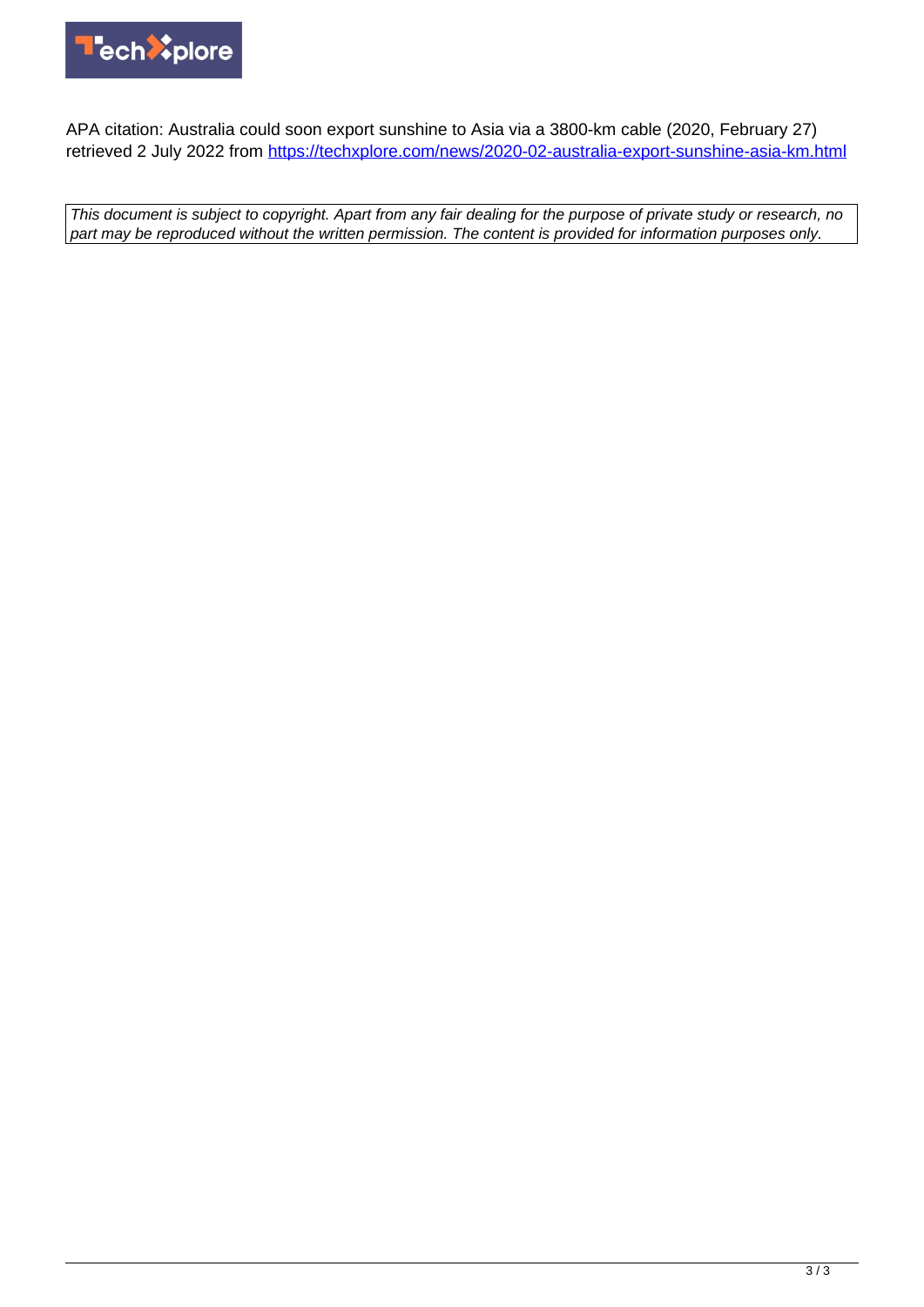APA citation: Australia could soon export sunshine to Asia via a 3800-km cable (2020, February 27) retrieved 2 July 2022 from https://techxplore.com/news/2020-02-australia-export-sunshine-asia-km.html

*This document is subject to copyright. Apart from any fair dealing for the purpose of private study or research, no part may be reproduced without the written permission. The content is provided for information purposes only.*